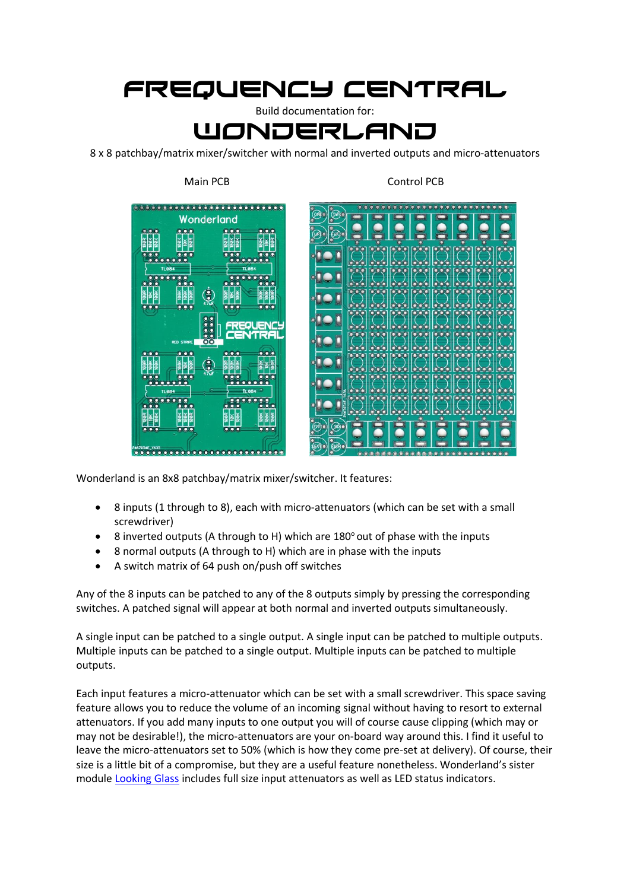# FREQUENCY CENTRAL

Build documentation for:

# WONDERLAND

8 x 8 patchbay/matrix mixer/switcher with normal and inverted outputs and micro-attenuators

Main PCB

Control PCB

Wonderland is an 8x8 patchbay/matrix mixer/switcher. It features:

- 8 inputs (1 through to 8), each with micro-attenuators (which can be set with a small screwdriver)
- 8 inverted outputs (A through to H) which are 180° out of phase with the inputs
- 8 normal outputs (A through to H) which are in phase with the inputs
- A switch matrix of 64 push on/push off switches

Any of the 8 inputs can be patched to any of the 8 outputs simply by pressing the corresponding switches. A patched signal will appear at both normal and inverted outputs simultaneously.

A single input can be patched to a single output. A single input can be patched to multiple outputs. Multiple inputs can be patched to a single output. Multiple inputs can be patched to multiple outputs.

Each input features a micro-attenuator which can be set with a small screwdriver. This space saving feature allows you to reduce the volume of an incoming signal without having to resort to external attenuators. If you add many inputs to one output you will of course cause clipping (which may or may not be desirable!), the micro-attenuators are your on-board way around this. I find it useful to leave the micro-attenuators set to 50% (which is how they come pre-set at delivery). Of course, their size is a little bit of a compromise, but they are a useful feature nonetheless. Wonderland's sister module Looking Glass includes full size input attenuators as well as LED status indicators.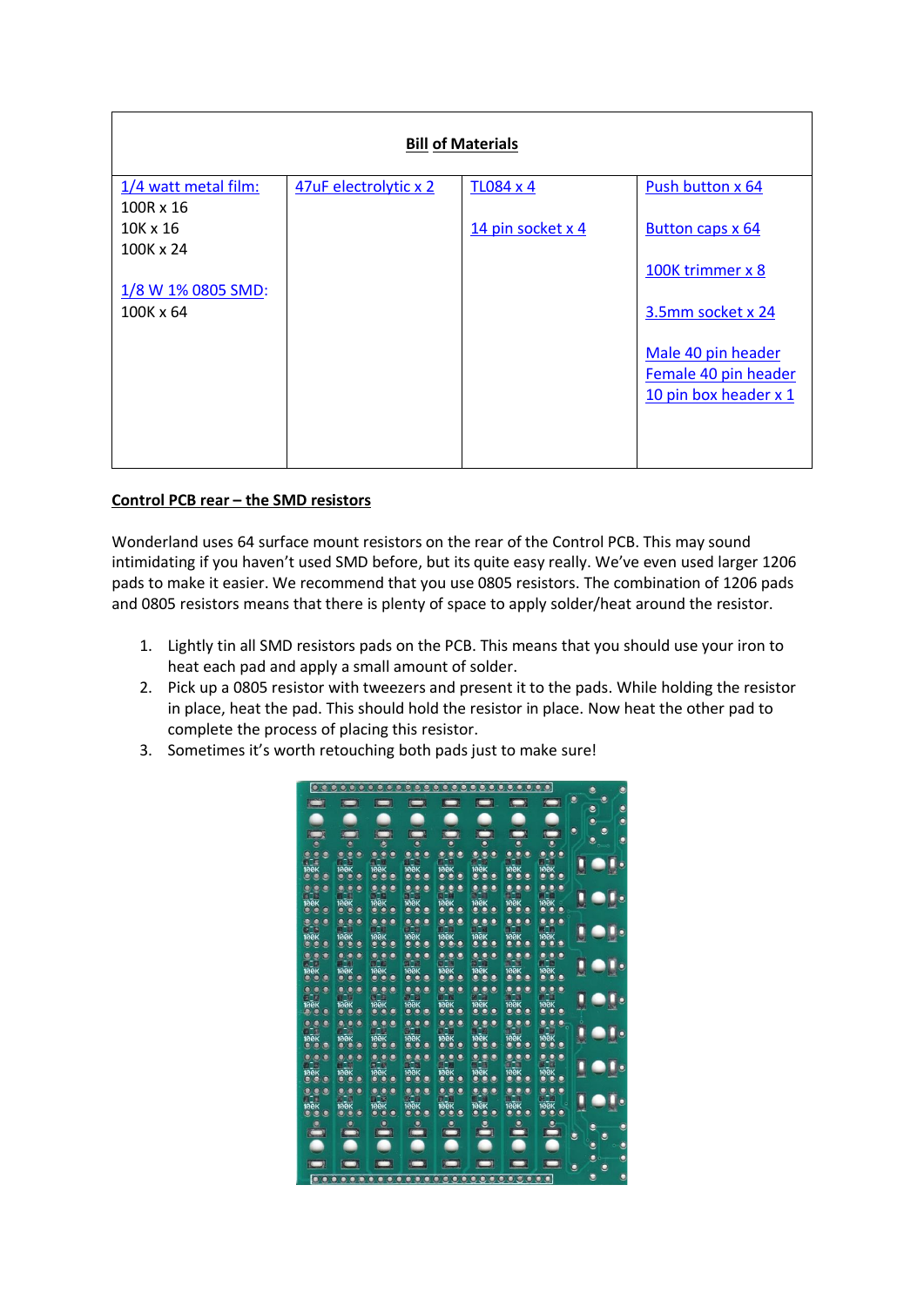| Bill of Materials | | | |
|---|---|---|---|
| 1/4 watt metal film:<br>100R x 16<br>10K x 16<br>100K x 24<br><br>1/8 W 1% 0805 SMD:<br>100K x 64 | 47uF electrolytic x 2 | TL084 x 4<br><br>14 pin socket x 4 | Push button x 64<br><br>Button caps x 64<br><br>100K trimmer x 8<br><br>3.5mm socket x 24<br><br>Male 40 pin header<br>Female 40 pin header<br>10 pin box header x 1 |

**Control PCB rear – the SMD resistors**

Wonderland uses 64 surface mount resistors on the rear of the Control PCB. This may sound intimidating if you haven't used SMD before, but its quite easy really. We've even used larger 1206 pads to make it easier. We recommend that you use 0805 resistors. The combination of 1206 pads and 0805 resistors means that there is plenty of space to apply solder/heat around the resistor.

1. Lightly tin all SMD resistors pads on the PCB. This means that you should use your iron to heat each pad and apply a small amount of solder.
2. Pick up a 0805 resistor with tweezers and present it to the pads. While holding the resistor in place, heat the pad. This should hold the resistor in place. Now heat the other pad to complete the process of placing this resistor.
3. Sometimes it's worth retouching both pads just to make sure!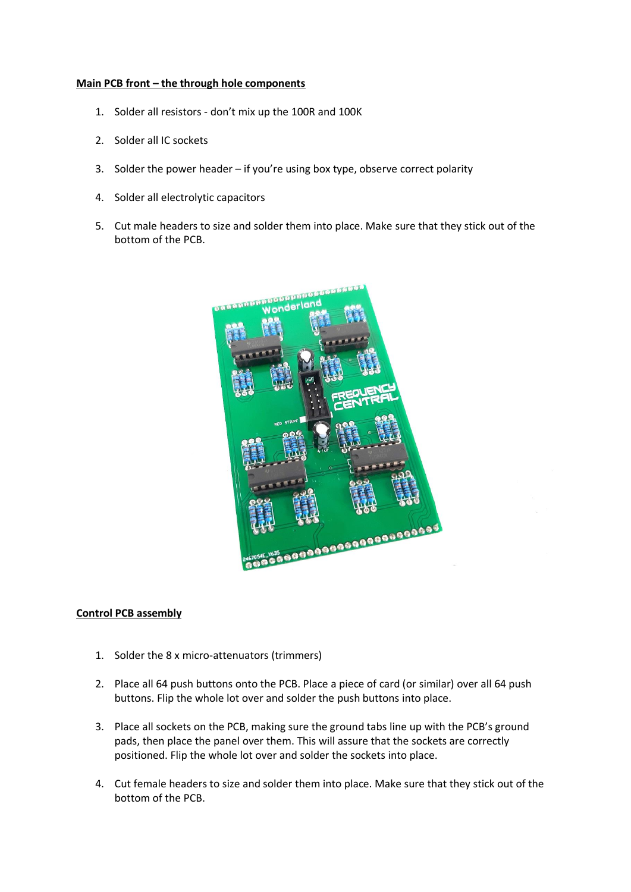**Main PCB front – the through hole components**

1. Solder all resistors - don't mix up the 100R and 100K
2. Solder all IC sockets
3. Solder the power header – if you're using box type, observe correct polarity
4. Solder all electrolytic capacitors
5. Cut male headers to size and solder them into place. Make sure that they stick out of the bottom of the PCB.

**Control PCB assembly**

1. Solder the 8 x micro-attenuators (trimmers)
2. Place all 64 push buttons onto the PCB. Place a piece of card (or similar) over all 64 push buttons. Flip the whole lot over and solder the push buttons into place.
3. Place all sockets on the PCB, making sure the ground tabs line up with the PCB's ground pads, then place the panel over them. This will assure that the sockets are correctly positioned. Flip the whole lot over and solder the sockets into place.
4. Cut female headers to size and solder them into place. Make sure that they stick out of the bottom of the PCB.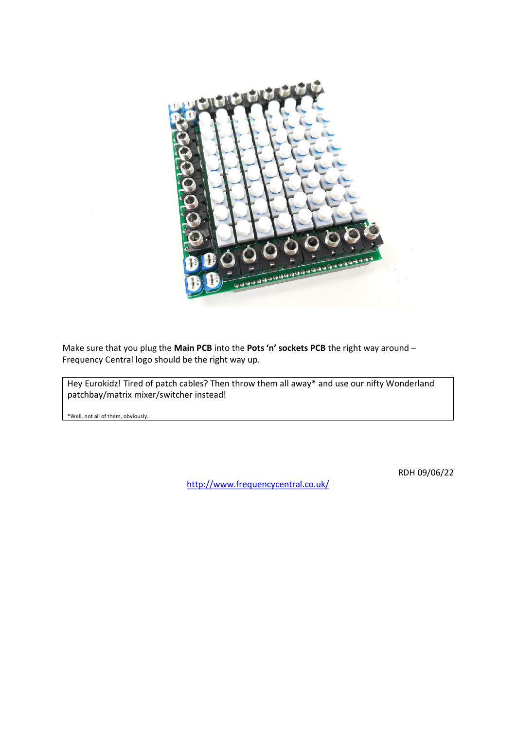Make sure that you plug the **Main PCB** into the **Pots 'n' sockets PCB** the right way around – Frequency Central logo should be the right way up.

Hey Eurokidz! Tired of patch cables? Then throw them all away* and use our nifty Wonderland patchbay/matrix mixer/switcher instead!

*Well, not all of them, obviously.

RDH 09/06/22

http://www.frequencycentral.co.uk/